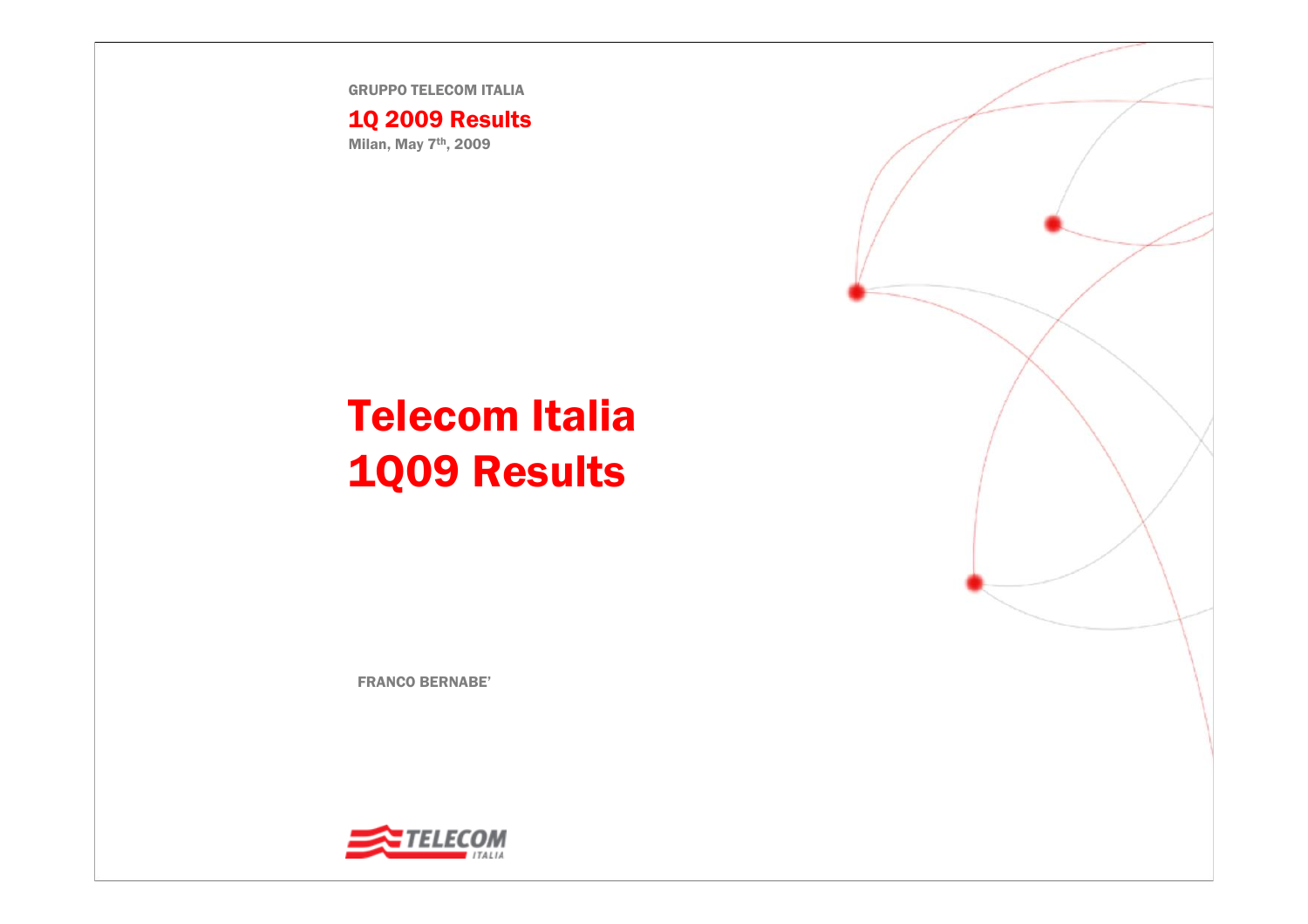GRUPPO TELECOM ITALIA

**1Q 2009 Results**

Milan, May 7th, 2009

# Telecom Italia 1Q09 Results

FRANCO BERNABE'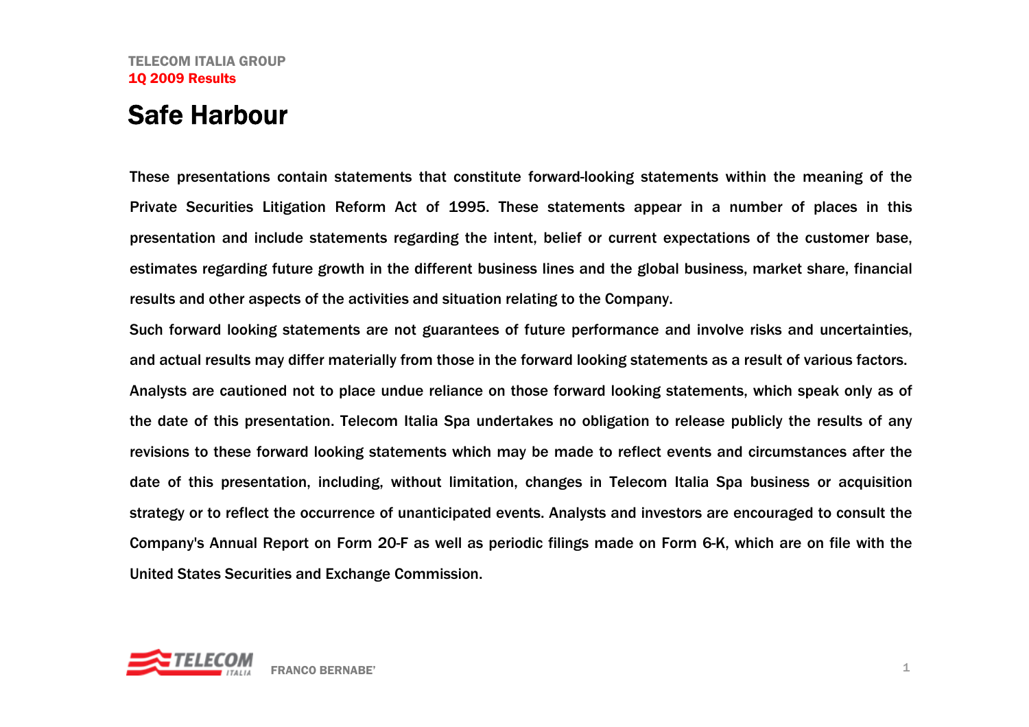# Safe Harbour

These presentations contain statements that constitute forward-looking statements within the meaning of the Private Securities Litigation Reform Act of 1995. These statements appear in a number of places in this presentation and include statements regarding the intent, belief or current expectations of the customer base, estimates regarding future growth in the different business lines and the global business, market share, financial results and other aspects of the activities and situation relating to the Company.

Such forward looking statements are not guarantees of future performance and involve risks and uncertainties, and actual results may differ materially from those in the forward looking statements as a result of various factors.

Analysts are cautioned not to place undue reliance on those forward looking statements, which speak only as of the date of this presentation. Telecom Italia Spa undertakes no obligation to release publicly the results of any revisions to these forward looking statements which may be made to reflect events and circumstances after the date of this presentation, including, without limitation, changes in Telecom Italia Spa business or acquisition strategy or to reflect the occurrence of unanticipated events. Analysts and investors are encouraged to consult the Company's Annual Report on Form 20-F as well as periodic filings made on Form 6-K, which are on file with the United States Securities and Exchange Commission.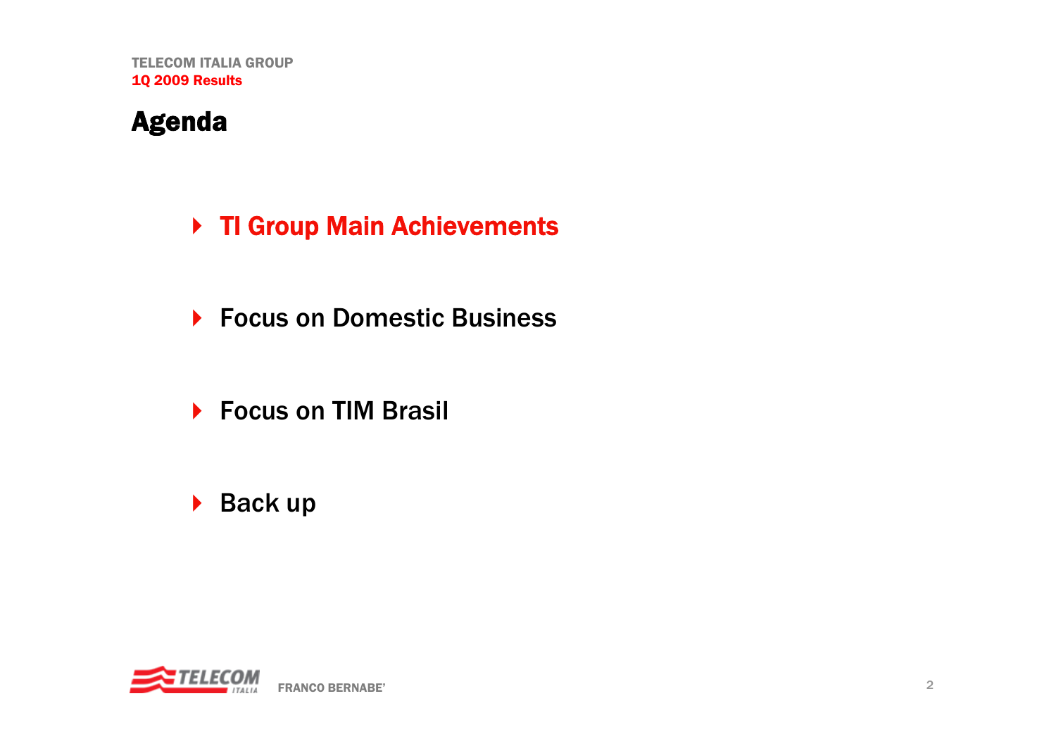# Agenda

- TI Group Main Achievements
- Focus on Domestic Business
- Focus on TIM Brasil
- Back up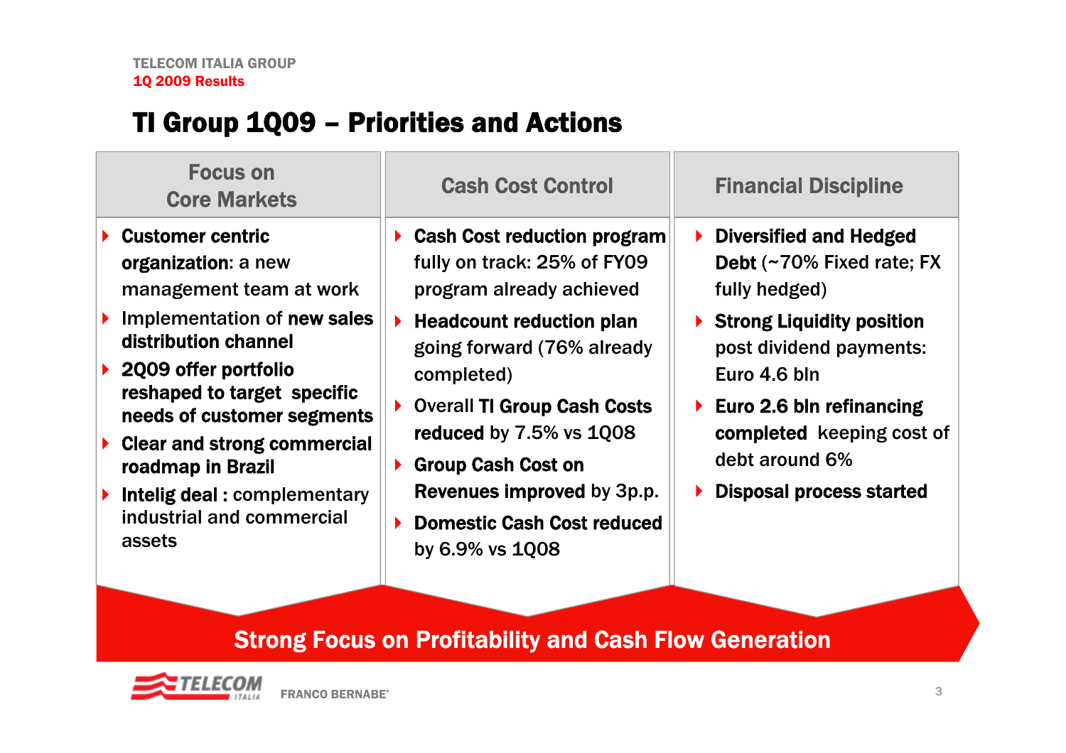# TI Group 1Q09 – Priorities and Actions

## Focus on Core Markets

- **Customer centric organization**: a new management team at work
- Implementation of **new sales distribution channel**
- **2Q09 offer portfolio reshaped to target specific needs of customer segments**
- **Clear and strong commercial roadmap in Brazil**
- **Intelig deal :** complementary industrial and commercial assets

## Cash Cost Control

- **Cash Cost reduction program** fully on track: 25% of FY09 program already achieved
- **Headcount reduction plan** going forward (76% already completed)
- Overall **TI Group Cash Costs reduced** by 7.5% vs 1Q08
- **Group Cash Cost on Revenues improved** by 3p.p.
- **Domestic Cash Cost reduced** by 6.9% vs 1Q08

## Financial Discipline

- **Diversified and Hedged Debt** (~70% Fixed rate; FX fully hedged)
- **Strong Liquidity position** post dividend payments: Euro 4.6 bln
- **Euro 2.6 bln refinancing completed** keeping cost of debt around 6%
- **Disposal process started**

**Strong Focus on Profitability and Cash Flow Generation**

FRANCO BERNABE'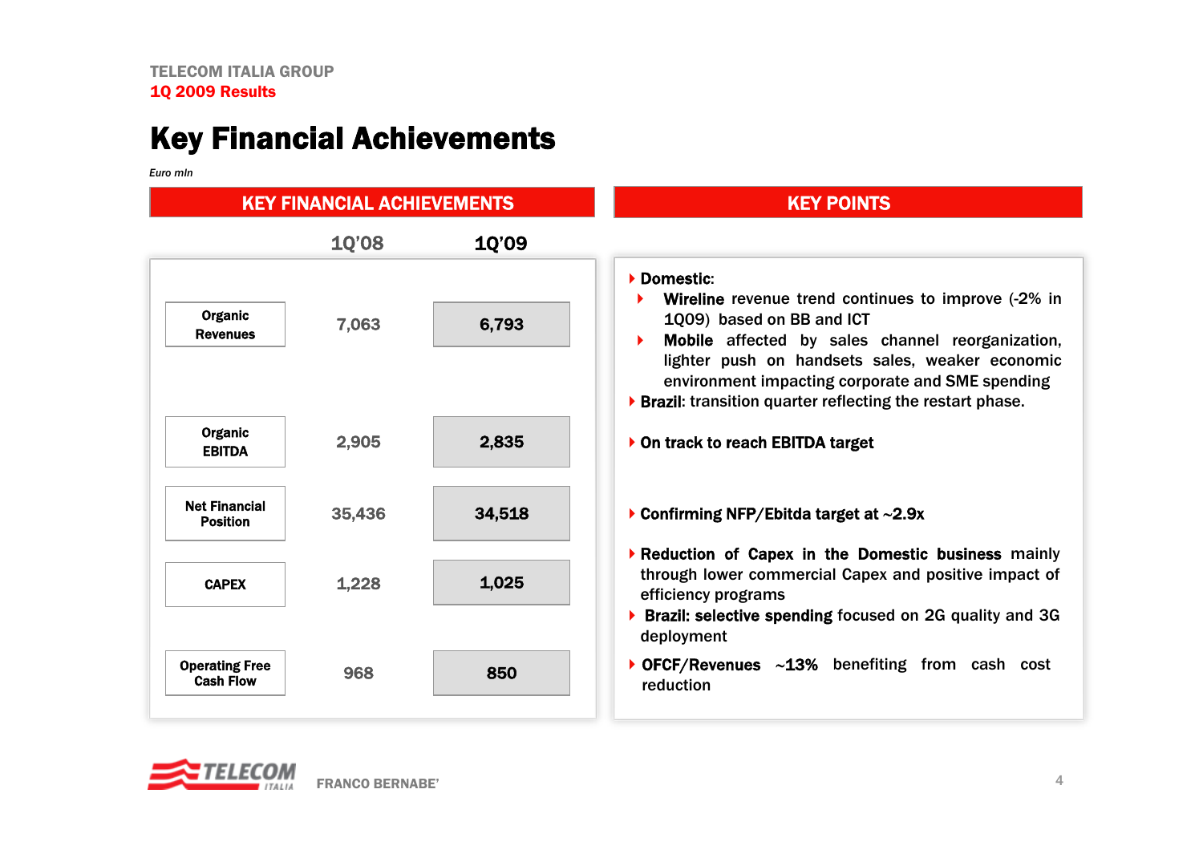TELECOM ITALIA GROUP
1Q 2009 Results

# Key Financial Achievements

*Euro mln*

## KEY FINANCIAL ACHIEVEMENTS

| | 1Q'08 | 1Q'09 |
|---|---|---|
| Organic Revenues | 7,063 | **6,793** |
| Organic EBITDA | 2,905 | **2,835** |
| Net Financial Position | 35,436 | **34,518** |
| CAPEX | 1,228 | **1,025** |
| Operating Free Cash Flow | 968 | **850** |

## KEY POINTS

- **Domestic**:
  - **Wireline** revenue trend continues to improve (-2% in 1Q09) based on BB and ICT
  - **Mobile** affected by sales channel reorganization, lighter push on handsets sales, weaker economic environment impacting corporate and SME spending
- **Brazil**: transition quarter reflecting the restart phase.
- **On track to reach EBITDA target**
- **Confirming NFP/Ebitda target at ~2.9x**
- **Reduction of Capex in the Domestic business** mainly through lower commercial Capex and positive impact of efficiency programs
- **Brazil: selective spending** focused on 2G quality and 3G deployment
- **OFCF/Revenues ~13%** benefiting from cash cost reduction

FRANCO BERNABE'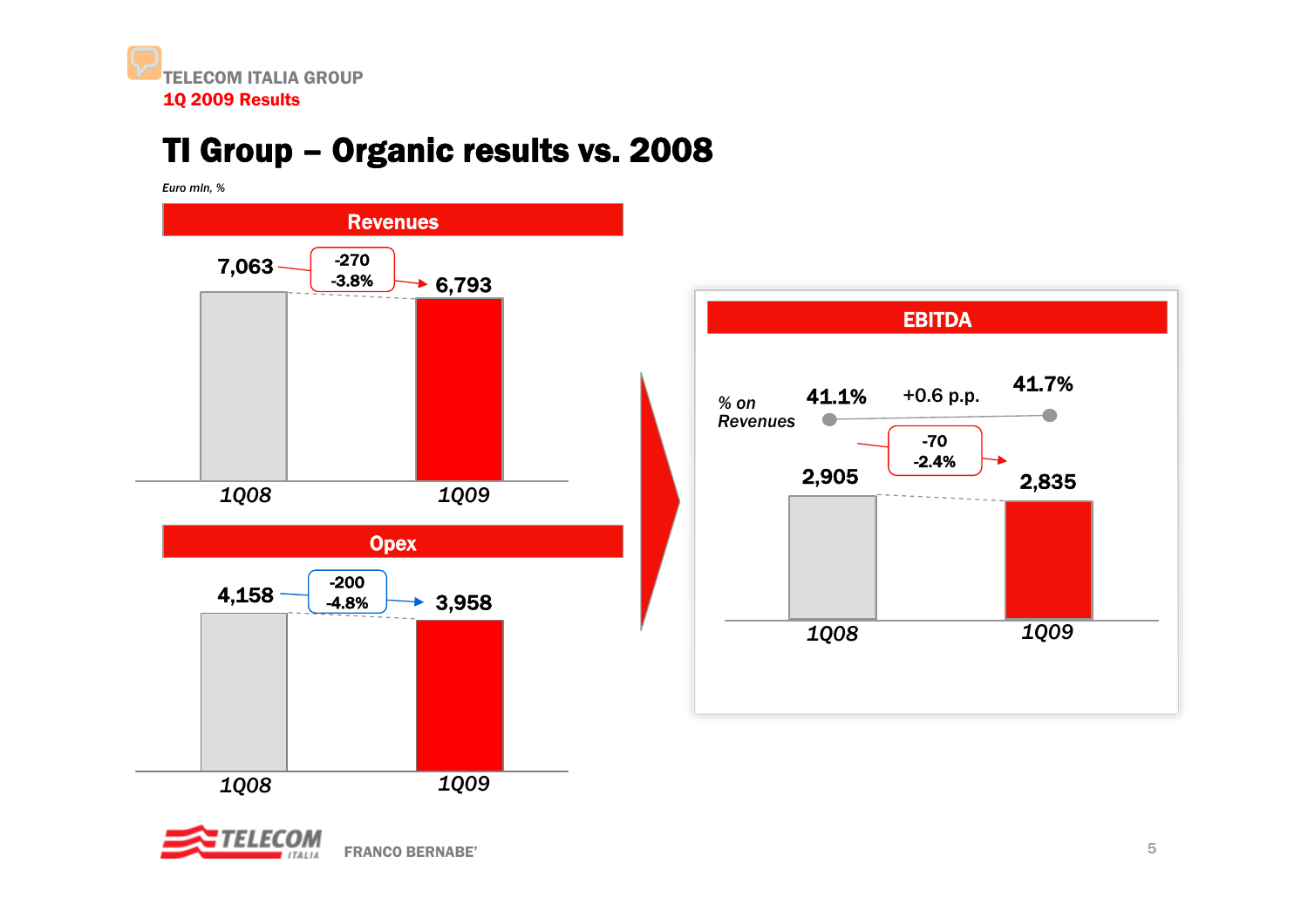# TI Group – Organic results vs. 2008

*Euro mln, %*

## Revenues

| | 1Q08 | 1Q09 | Change |
|---|---|---|---|
| Revenues | 7,063 | 6,793 | -270 / -3.8% |

## Opex

| | 1Q08 | 1Q09 | Change |
|---|---|---|---|
| Opex | 4,158 | 3,958 | -200 / -4.8% |

## EBITDA

| | 1Q08 | 1Q09 | Change |
|---|---|---|---|
| EBITDA | 2,905 | 2,835 | -70 / -2.4% |
| % on Revenues | 41.1% | 41.7% | +0.6 p.p. |

FRANCO BERNABE'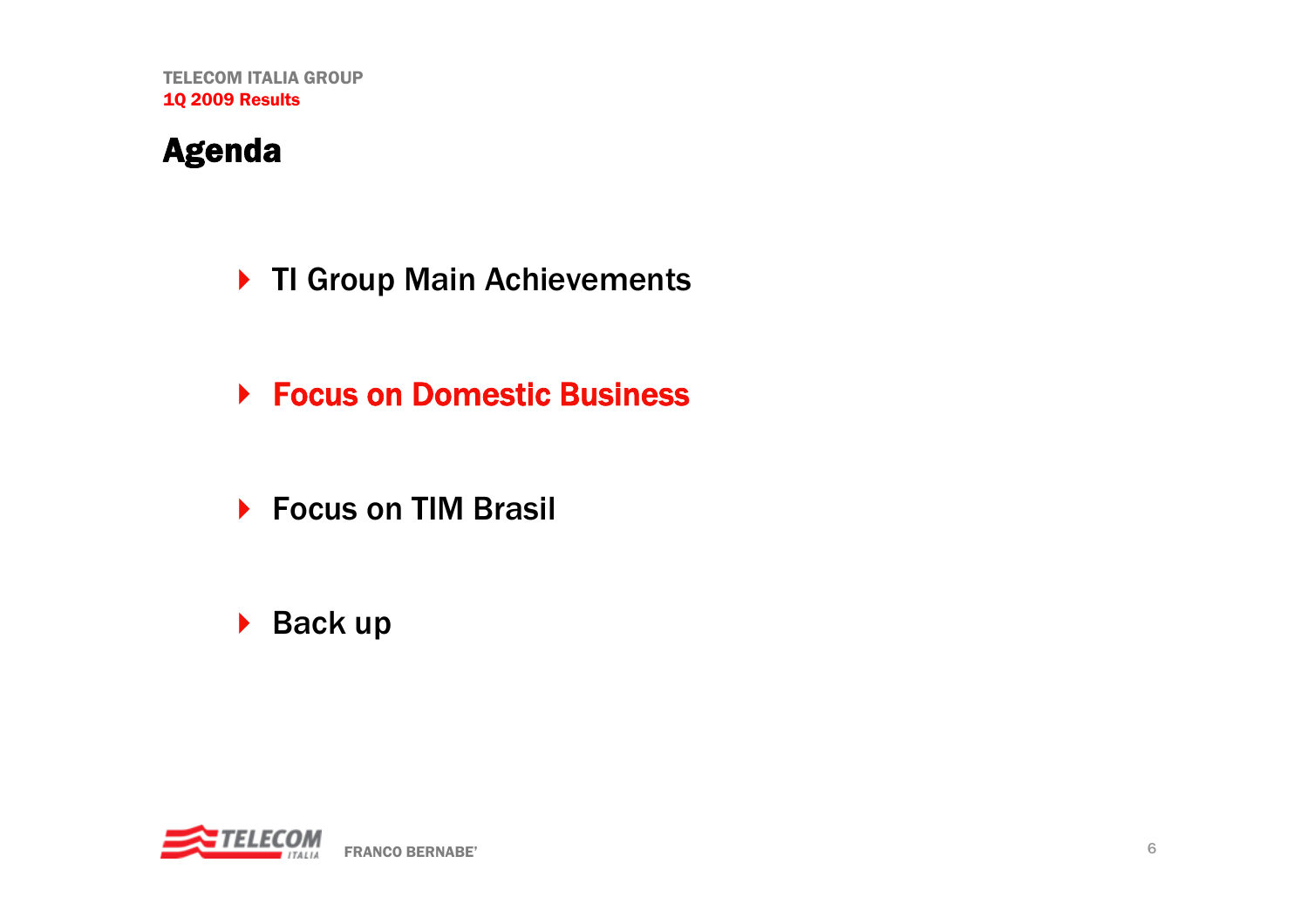# Agenda

- TI Group Main Achievements
- **Focus on Domestic Business**
- Focus on TIM Brasil
- Back up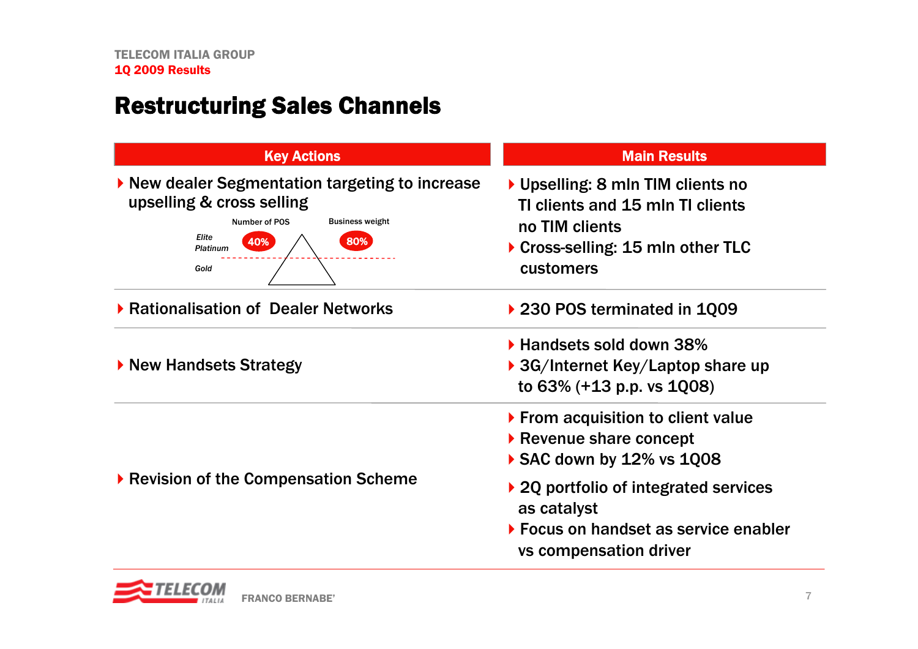# Restructuring Sales Channels

| Key Actions | Main Results |
| --- | --- |
| New dealer Segmentation targeting to increase upselling & cross selling<br>Number of POS: Elite Platinum 40% / Gold<br>Business weight: 80% | Upselling: 8 mln TIM clients no TI clients and 15 mln TI clients no TIM clients<br>Cross-selling: 15 mln other TLC customers |
| Rationalisation of Dealer Networks | 230 POS terminated in 1Q09 |
| New Handsets Strategy | Handsets sold down 38%<br>3G/Internet Key/Laptop share up to 63% (+13 p.p. vs 1Q08) |
| Revision of the Compensation Scheme | From acquisition to client value<br>Revenue share concept<br>SAC down by 12% vs 1Q08<br>2Q portfolio of integrated services as catalyst<br>Focus on handset as service enabler vs compensation driver |

FRANCO BERNABE'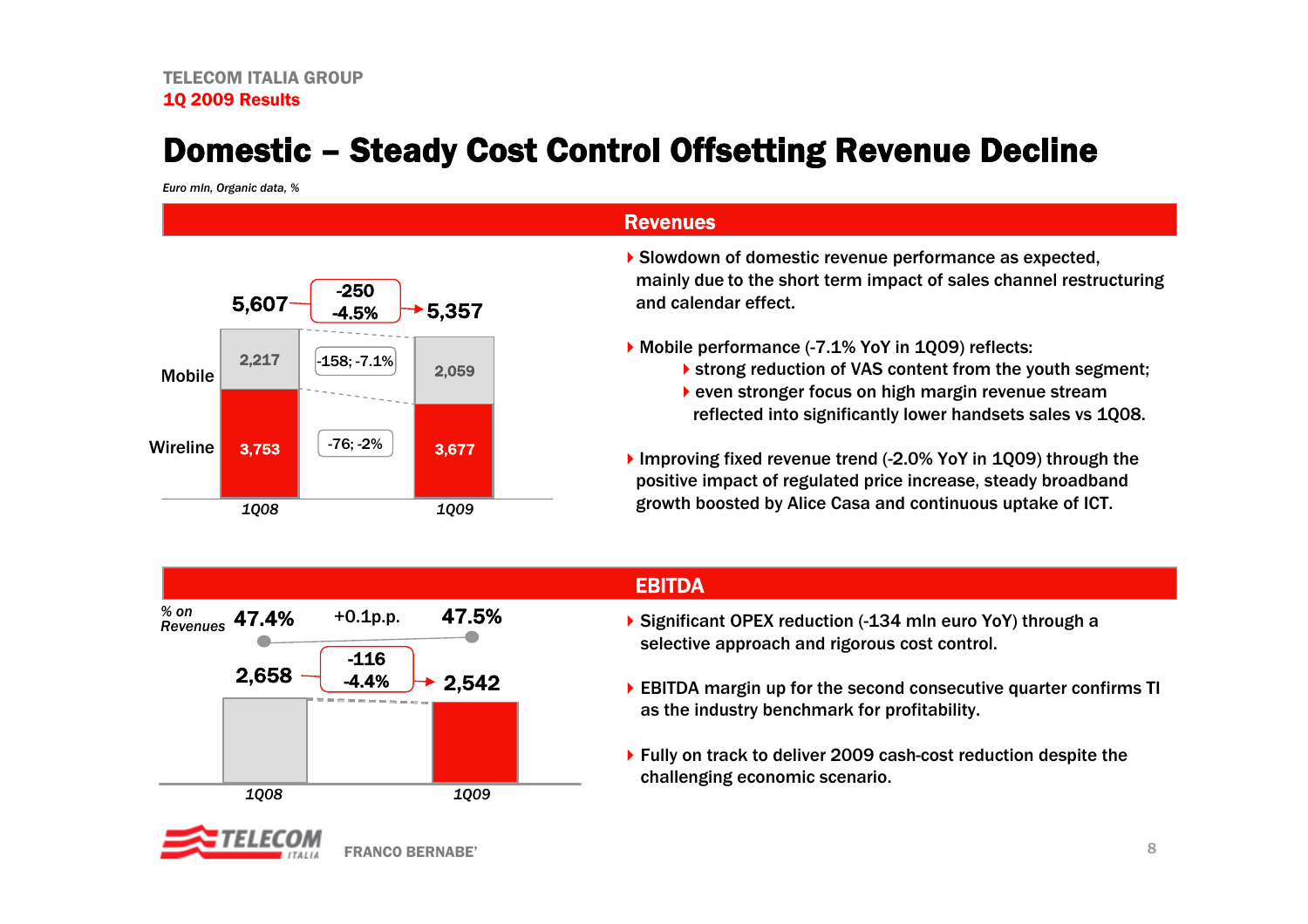TELECOM ITALIA GROUP
**1Q 2009 Results**

# Domestic – Steady Cost Control Offsetting Revenue Decline

*Euro mln, Organic data, %*

## Revenues

| | 1Q08 | Change | 1Q09 |
|---|---|---|---|
| Mobile | 2,217 | -158; -7.1% | 2,059 |
| Wireline | 3,753 | -76; -2% | 3,677 |
| **Total** | **5,607** | **-250; -4.5%** | **5,357** |

- Slowdown of domestic revenue performance as expected, mainly due to the short term impact of sales channel restructuring and calendar effect.
- Mobile performance (-7.1% YoY in 1Q09) reflects:
  - strong reduction of VAS content from the youth segment;
  - even stronger focus on high margin revenue stream reflected into significantly lower handsets sales vs 1Q08.
- Improving fixed revenue trend (-2.0% YoY in 1Q09) through the positive impact of regulated price increase, steady broadband growth boosted by Alice Casa and continuous uptake of ICT.

## EBITDA

| | 1Q08 | Change | 1Q09 |
|---|---|---|---|
| EBITDA | 2,658 | -116; -4.4% | 2,542 |
| % on Revenues | 47.4% | +0.1p.p. | 47.5% |

- Significant OPEX reduction (-134 mln euro YoY) through a selective approach and rigorous cost control.
- EBITDA margin up for the second consecutive quarter confirms TI as the industry benchmark for profitability.
- Fully on track to deliver 2009 cash-cost reduction despite the challenging economic scenario.

FRANCO BERNABE'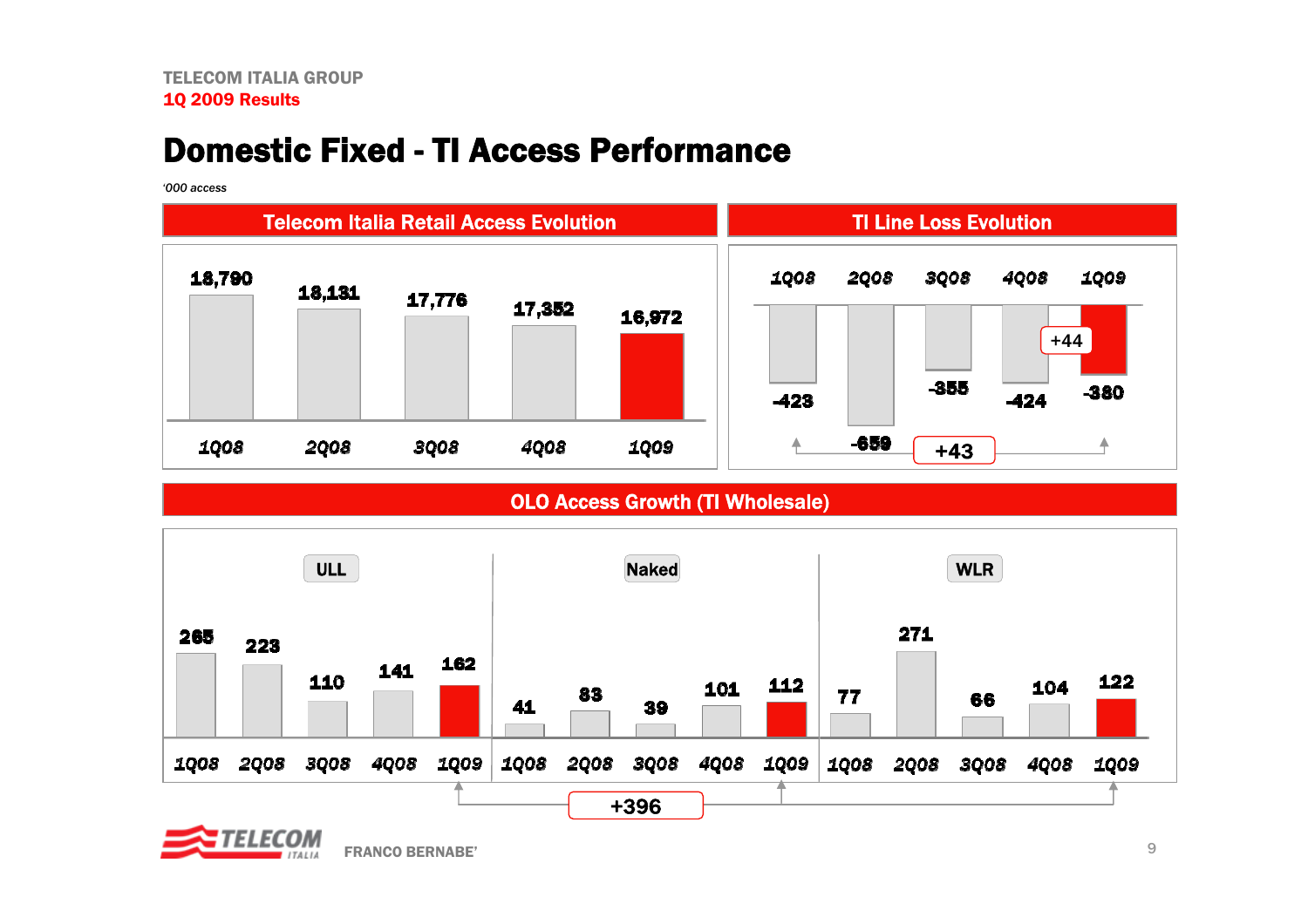# Domestic Fixed - TI Access Performance

*'000 access*

## Telecom Italia Retail Access Evolution

| 1Q08 | 2Q08 | 3Q08 | 4Q08 | 1Q09 |
|---|---|---|---|---|
| 18,790 | 18,131 | 17,776 | 17,352 | 16,972 |

## TI Line Loss Evolution

| 1Q08 | 2Q08 | 3Q08 | 4Q08 | 1Q09 |
|---|---|---|---|---|
| -423 | -659 | -355 | -424 | -380 |

+44 (1Q09 vs 4Q08)

+43 (1Q09 vs 1Q08)

## OLO Access Growth (TI Wholesale)

| | 1Q08 | 2Q08 | 3Q08 | 4Q08 | 1Q09 |
|---|---|---|---|---|---|
| ULL | 265 | 223 | 110 | 141 | 162 |
| Naked | 41 | 83 | 39 | 101 | 112 |
| WLR | 77 | 271 | 66 | 104 | 122 |

+396 (1Q09 total)

FRANCO BERNABE'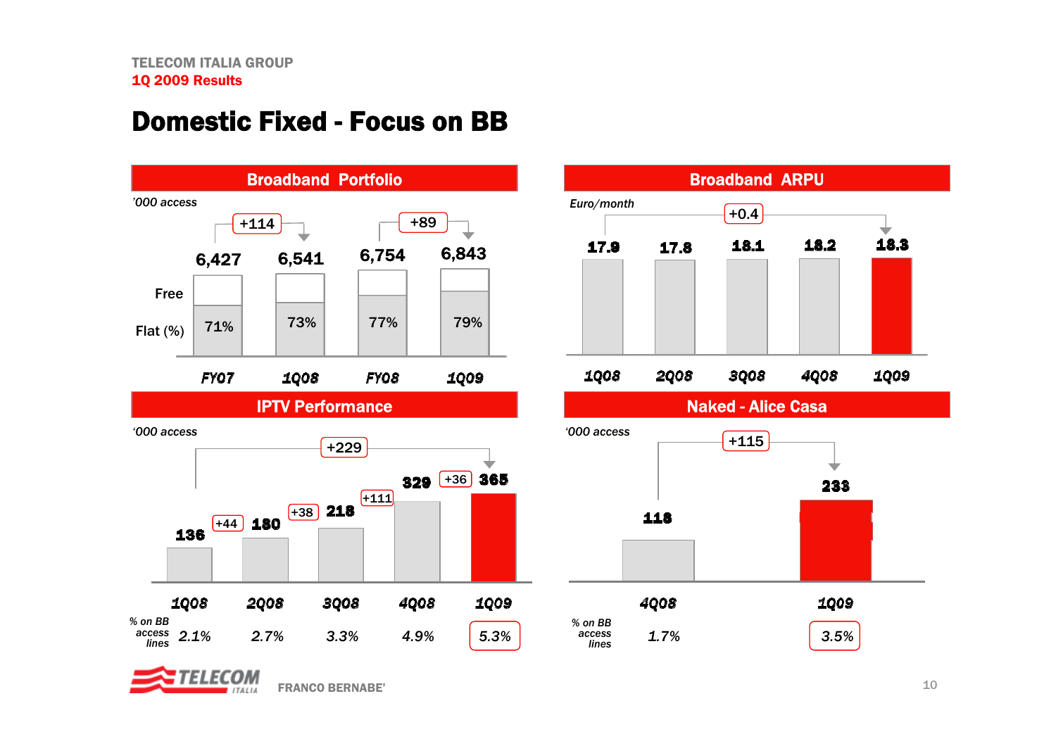TELECOM ITALIA GROUP
1Q 2009 Results

# Domestic Fixed - Focus on BB

## Broadband Portfolio

'000 access

| | FY07 | 1Q08 | FY08 | 1Q09 |
|---|---|---|---|---|
| Total | 6,427 | 6,541 | 6,754 | 6,843 |
| Free Flat (%) | 71% | 73% | 77% | 79% |

FY07 → 1Q08: +114
FY08 → 1Q09: +89

## Broadband ARPU

Euro/month

| 1Q08 | 2Q08 | 3Q08 | 4Q08 | 1Q09 |
|---|---|---|---|---|
| 17.9 | 17.8 | 18.1 | 18.2 | 18.3 |

1Q08 → 1Q09: +0.4

## IPTV Performance

'000 access

| | 1Q08 | 2Q08 | 3Q08 | 4Q08 | 1Q09 |
|---|---|---|---|---|---|
| Access | 136 | 180 | 218 | 329 | 365 |
| Change | | +44 | +38 | +111 | +36 |
| % on BB access lines | 2.1% | 2.7% | 3.3% | 4.9% | 5.3% |

1Q08 → 1Q09: +229

## Naked - Alice Casa

'000 access

| | 4Q08 | 1Q09 |
|---|---|---|
| Access | 118 | 233 |
| % on BB access lines | 1.7% | 3.5% |

4Q08 → 1Q09: +115

FRANCO BERNABE'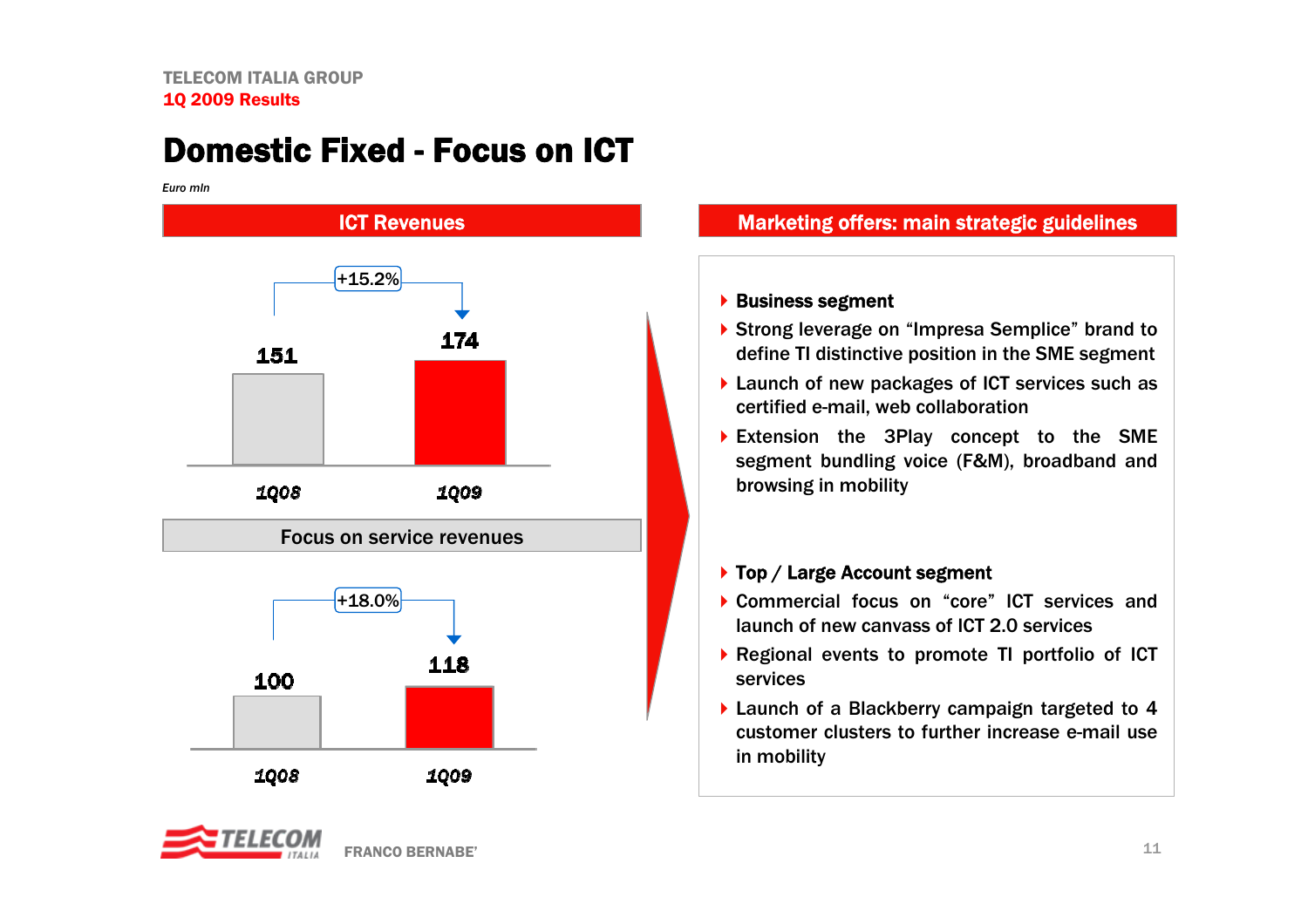TELECOM ITALIA GROUP
**1Q 2009 Results**

# Domestic Fixed - Focus on ICT

*Euro mln*

## ICT Revenues

| | 1Q08 | 1Q09 |
|---|---|---|
| ICT Revenues | 151 | 174 |

+15.2%

### Focus on service revenues

| | 1Q08 | 1Q09 |
|---|---|---|
| Service revenues | 100 | 118 |

+18.0%

## Marketing offers: main strategic guidelines

- **Business segment**
- Strong leverage on "Impresa Semplice" brand to define TI distinctive position in the SME segment
- Launch of new packages of ICT services such as certified e-mail, web collaboration
- Extension the 3Play concept to the SME segment bundling voice (F&M), broadband and browsing in mobility

- **Top / Large Account segment**
- Commercial focus on "core" ICT services and launch of new canvass of ICT 2.0 services
- Regional events to promote TI portfolio of ICT services
- Launch of a Blackberry campaign targeted to 4 customer clusters to further increase e-mail use in mobility

FRANCO BERNABE'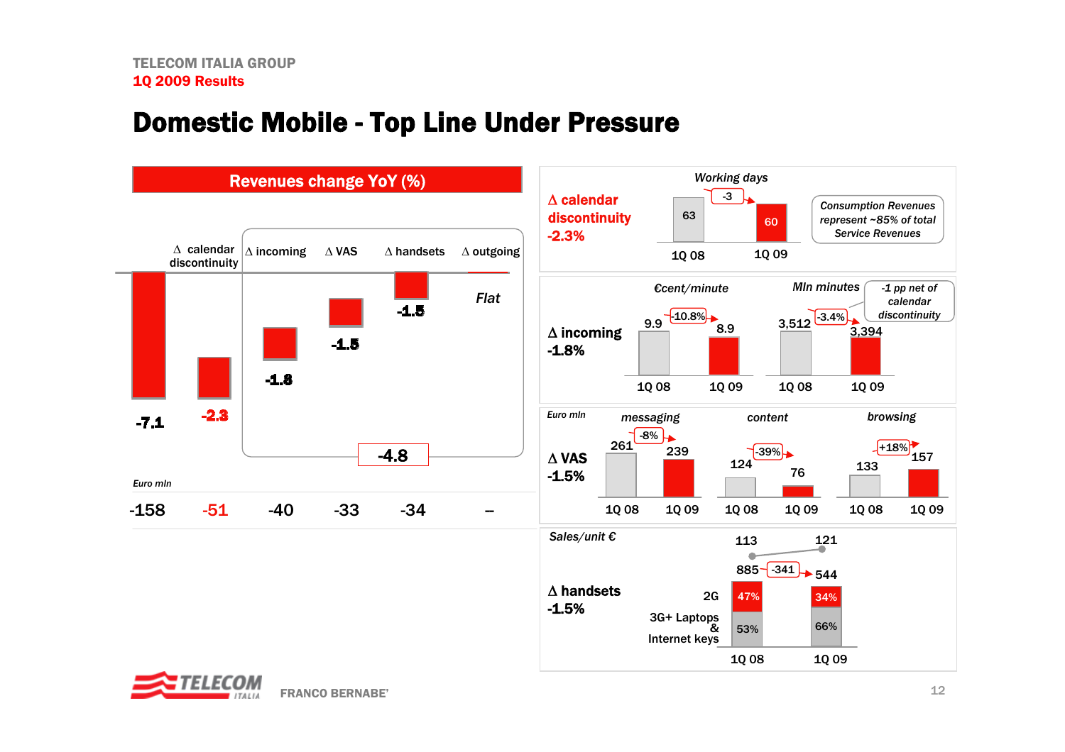# Domestic Mobile - Top Line Under Pressure

## Revenues change YoY (%)

| | Δ calendar discontinuity | Δ incoming | Δ VAS | Δ handsets | Δ outgoing |
|---|---|---|---|---|---|
| -7.1 | -2.3 | -1.8 | -1.5 | -1.5 | Flat |
| Euro mln: -158 | -51 | -40 | -33 | -34 | – |

Subtotal (incoming + VAS + handsets + outgoing): -4.8

**Δ calendar discontinuity -2.3%**

*Working days*

| 1Q 08 | 1Q 09 |
|---|---|
| 63 | 60 |

Change: -3

*Consumption Revenues represent ~85% of total Service Revenues*

**Δ incoming -1.8%**

| | 1Q 08 | 1Q 09 | Change |
|---|---|---|---|
| *€cent/minute* | 9.9 | 8.9 | -10.8% |
| *Mln minutes* | 3,512 | 3,394 | -3.4% |

*-1 pp net of calendar discontinuity*

**Δ VAS -1.5%**

*Euro mln*

| | 1Q 08 | 1Q 09 | Change |
|---|---|---|---|
| *messaging* | 261 | 239 | -8% |
| *content* | 124 | 76 | -39% |
| *browsing* | 133 | 157 | +18% |

**Δ handsets -1.5%**

| | 1Q 08 | 1Q 09 |
|---|---|---|
| *Sales/unit €* | 113 | 121 |
| Total | 885 | 544 |
| 2G | 47% | 34% |
| 3G+ Laptops & Internet keys | 53% | 66% |

Change: -341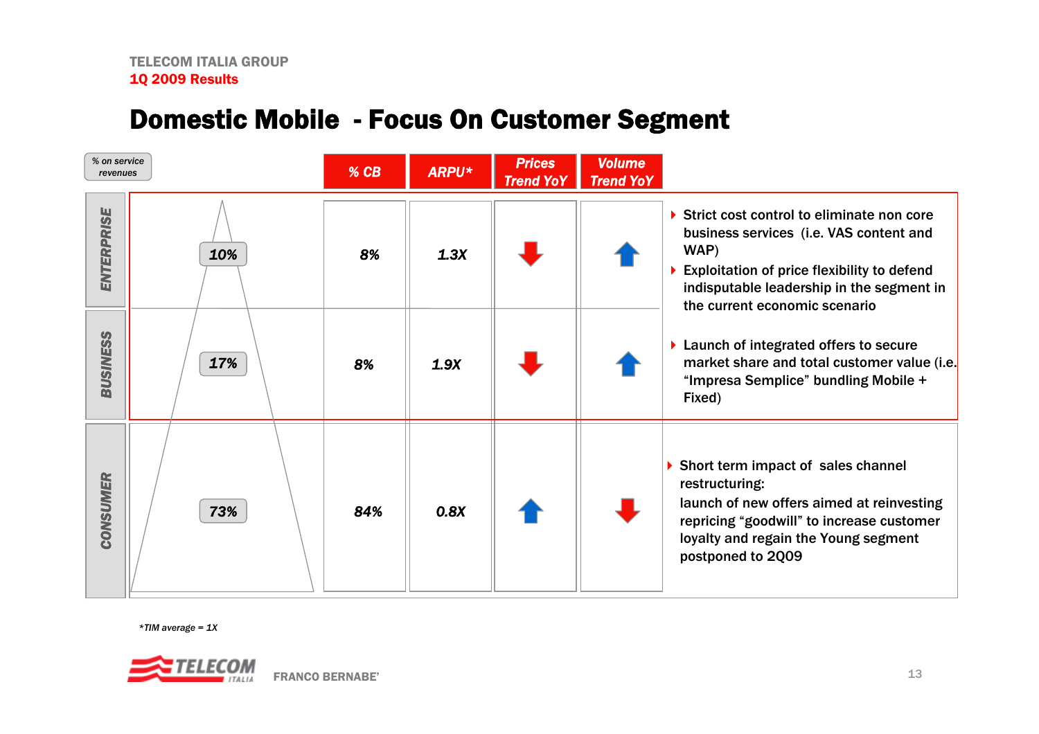# Domestic Mobile - Focus On Customer Segment

| Segment | % on service revenues | % CB | ARPU* | Prices Trend YoY | Volume Trend YoY |
|---|---|---|---|---|---|
| ENTERPRISE | 10% | 8% | 1.3X | ↓ | ↑ |
| BUSINESS | 17% | 8% | 1.9X | ↓ | ↑ |
| CONSUMER | 73% | 84% | 0.8X | ↑ | ↓ |

**Enterprise / Business:**

- Strict cost control to eliminate non core business services (i.e. VAS content and WAP)
- Exploitation of price flexibility to defend indisputable leadership in the segment in the current economic scenario
- Launch of integrated offers to secure market share and total customer value (i.e. "Impresa Semplice" bundling Mobile + Fixed)

**Consumer:**

- Short term impact of sales channel restructuring:
  launch of new offers aimed at reinvesting repricing "goodwill" to increase customer loyalty and regain the Young segment postponed to 2Q09

*TIM average = 1X

FRANCO BERNABE'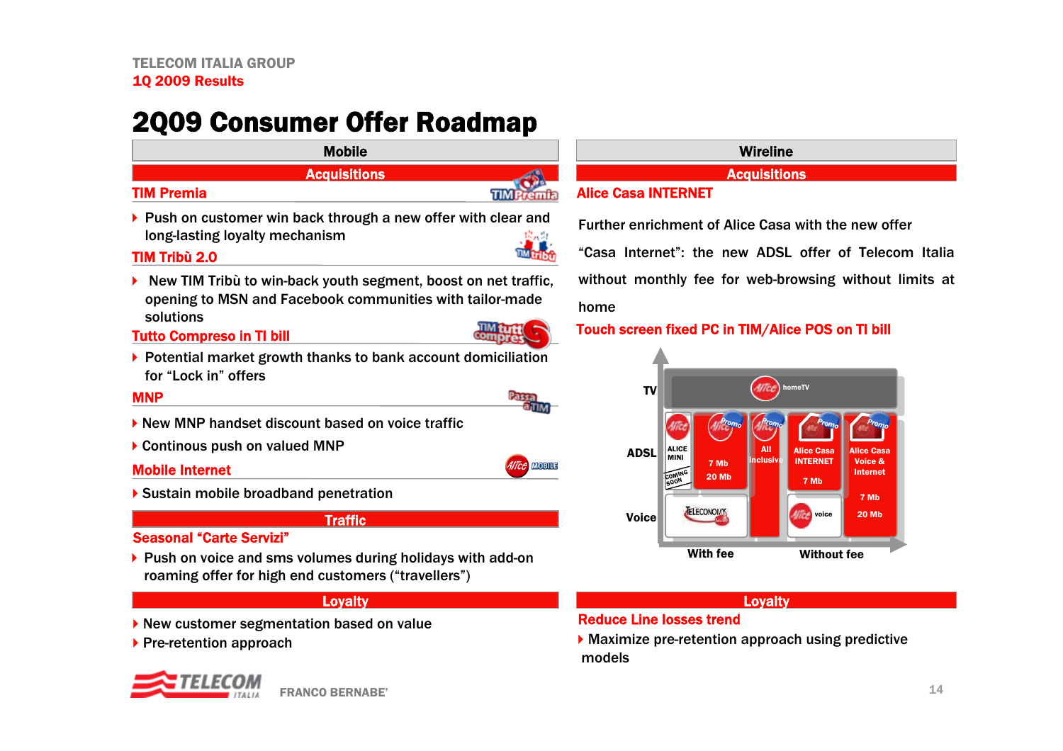# 2Q09 Consumer Offer Roadmap

## Mobile

### Acquisitions

**TIM Premia**

- Push on customer win back through a new offer with clear and long-lasting loyalty mechanism

**TIM Tribù 2.0**

- New TIM Tribù to win-back youth segment, boost on net traffic, opening to MSN and Facebook communities with tailor-made solutions

**Tutto Compreso in TI bill**

- Potential market growth thanks to bank account domiciliation for "Lock in" offers

**MNP**

- New MNP handset discount based on voice traffic
- Continous push on valued MNP

**Mobile Internet**

- Sustain mobile broadband penetration

### Traffic

**Seasonal "Carte Servizi"**

- Push on voice and sms volumes during holidays with add-on roaming offer for high end customers ("travellers")

### Loyalty

- New customer segmentation based on value
- Pre-retention approach

## Wireline

### Acquisitions

**Alice Casa INTERNET**

Further enrichment of Alice Casa with the new offer "Casa Internet": the new ADSL offer of Telecom Italia without monthly fee for web-browsing without limits at home

**Touch screen fixed PC in TIM/Alice POS on TI bill**

TV: homeTV

ADSL: ALICE MINI (COMING SOON); 7 Mb / 20 Mb (Promo); All inclusive (Promo); Alice Casa INTERNET 7 Mb (Promo); Alice Casa Voice & Internet 7 Mb / 20 Mb (Promo)

Voice: TELECONOMY; voice

With fee | Without fee

### Loyalty

**Reduce Line losses trend**

- Maximize pre-retention approach using predictive models

FRANCO BERNABE'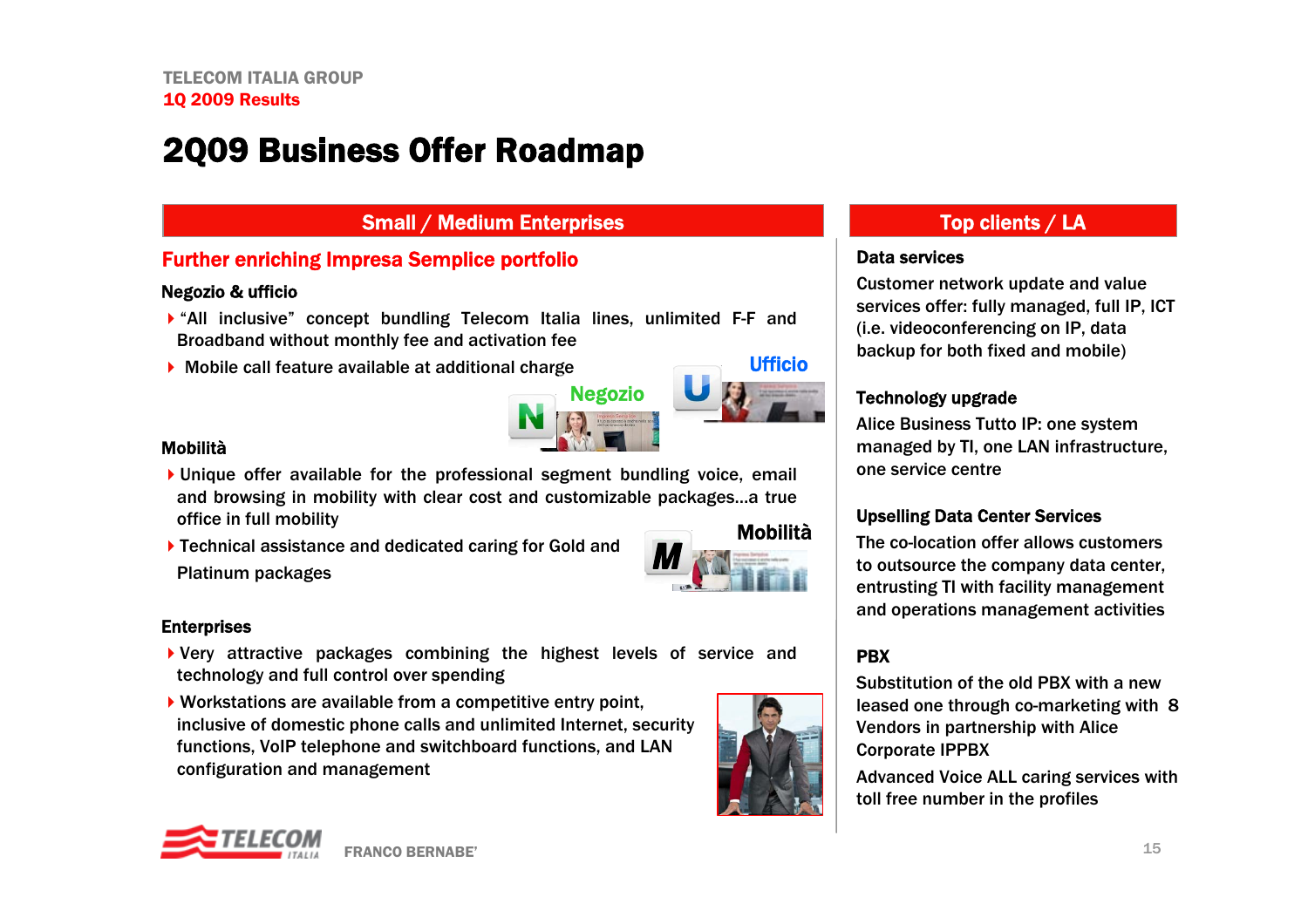# 2Q09 Business Offer Roadmap

## Small / Medium Enterprises

### Further enriching Impresa Semplice portfolio

**Negozio & ufficio**

- "All inclusive" concept bundling Telecom Italia lines, unlimited F-F and Broadband without monthly fee and activation fee
- Mobile call feature available at additional charge

Ufficio

Negozio

**Mobilità**

- Unique offer available for the professional segment bundling voice, email and browsing in mobility with clear cost and customizable packages…a true office in full mobility
- Technical assistance and dedicated caring for Gold and Platinum packages

Mobilità

**Enterprises**

- Very attractive packages combining the highest levels of service and technology and full control over spending
- Workstations are available from a competitive entry point, inclusive of domestic phone calls and unlimited Internet, security functions, VoIP telephone and switchboard functions, and LAN configuration and management

## Top clients / LA

**Data services**

Customer network update and value services offer: fully managed, full IP, ICT (i.e. videoconferencing on IP, data backup for both fixed and mobile)

**Technology upgrade**

Alice Business Tutto IP: one system managed by TI, one LAN infrastructure, one service centre

**Upselling Data Center Services**

The co-location offer allows customers to outsource the company data center, entrusting TI with facility management and operations management activities

**PBX**

Substitution of the old PBX with a new leased one through co-marketing with 8 Vendors in partnership with Alice Corporate IPPBX

Advanced Voice ALL caring services with toll free number in the profiles

FRANCO BERNABE'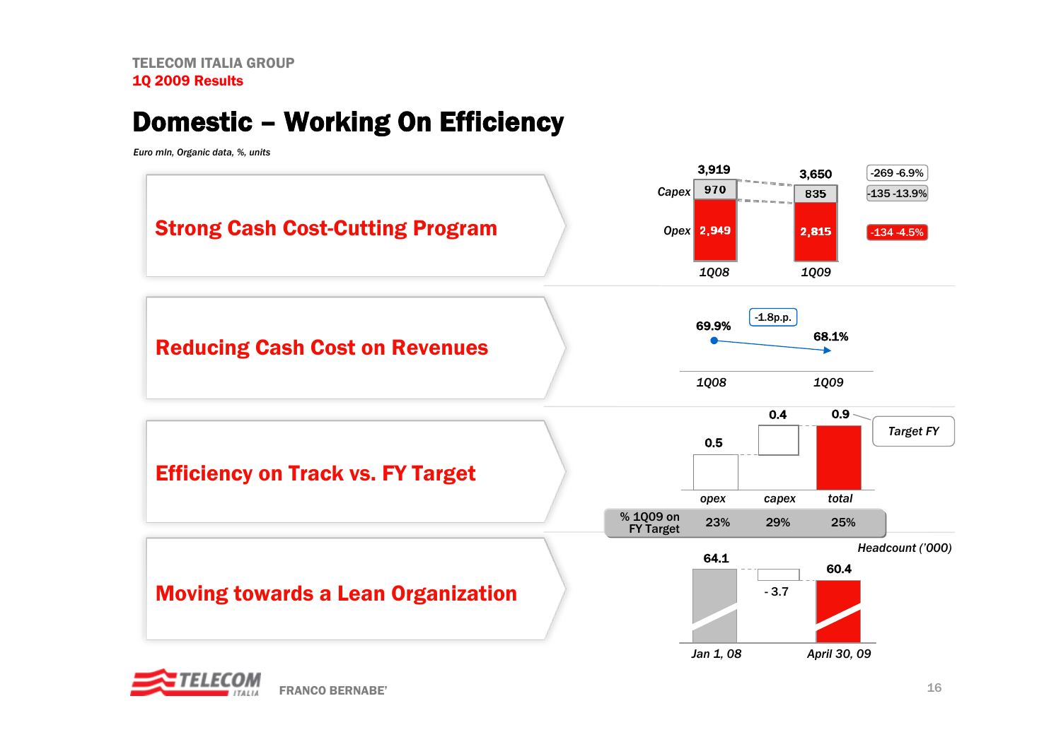TELECOM ITALIA GROUP
**1Q 2009 Results**

# Domestic – Working On Efficiency

*Euro mln, Organic data, %, units*

## Strong Cash Cost-Cutting Program

| | 1Q08 | 1Q09 | Change |
|---|---|---|---|
| Total | 3,919 | 3,650 | -269 -6.9% |
| *Capex* | 970 | 835 | -135 -13.9% |
| *Opex* | 2,949 | 2,815 | -134 -4.5% |

## Reducing Cash Cost on Revenues

| 1Q08 | 1Q09 | Change |
|---|---|---|
| 69.9% | 68.1% | -1.8p.p. |

## Efficiency on Track vs. FY Target

| | opex | capex | total |
|---|---|---|---|
| Target FY | 0.5 | 0.4 | 0.9 |
| % 1Q09 on FY Target | 23% | 29% | 25% |

## Moving towards a Lean Organization

*Headcount ('000)*

| Jan 1, 08 | Change | April 30, 09 |
|---|---|---|
| 64.1 | - 3.7 | 60.4 |

FRANCO BERNABE'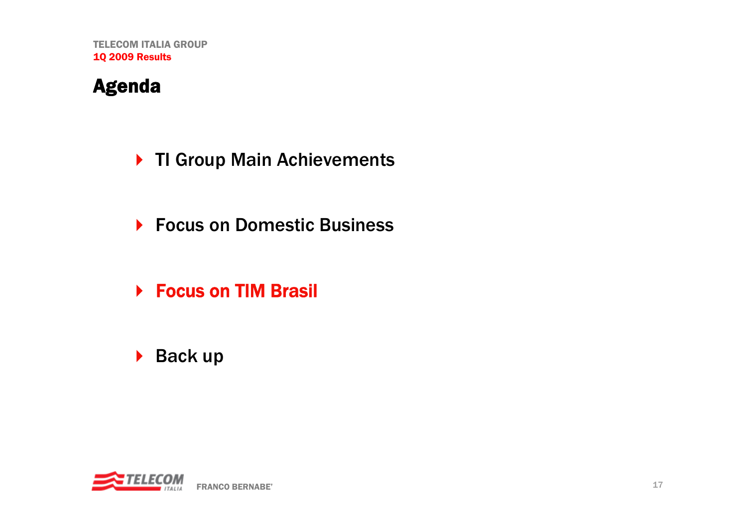# Agenda

- TI Group Main Achievements
- Focus on Domestic Business
- **Focus on TIM Brasil**
- Back up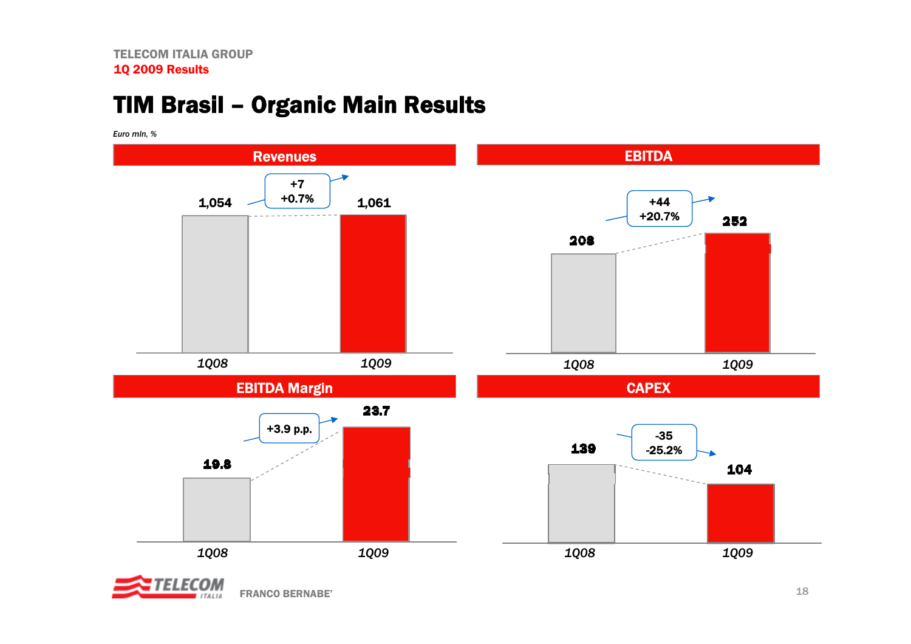# TIM Brasil – Organic Main Results

*Euro mln, %*

## Revenues

| | 1Q08 | 1Q09 |
|---|---|---|
| Revenues | 1,054 | 1,061 |

+7
+0.7%

## EBITDA

| | 1Q08 | 1Q09 |
|---|---|---|
| EBITDA | 208 | 252 |

+44
+20.7%

## EBITDA Margin

| | 1Q08 | 1Q09 |
|---|---|---|
| EBITDA Margin | 19.8 | 23.7 |

+3.9 p.p.

## CAPEX

| | 1Q08 | 1Q09 |
|---|---|---|
| CAPEX | 139 | 104 |

-35
-25.2%

FRANCO BERNABE'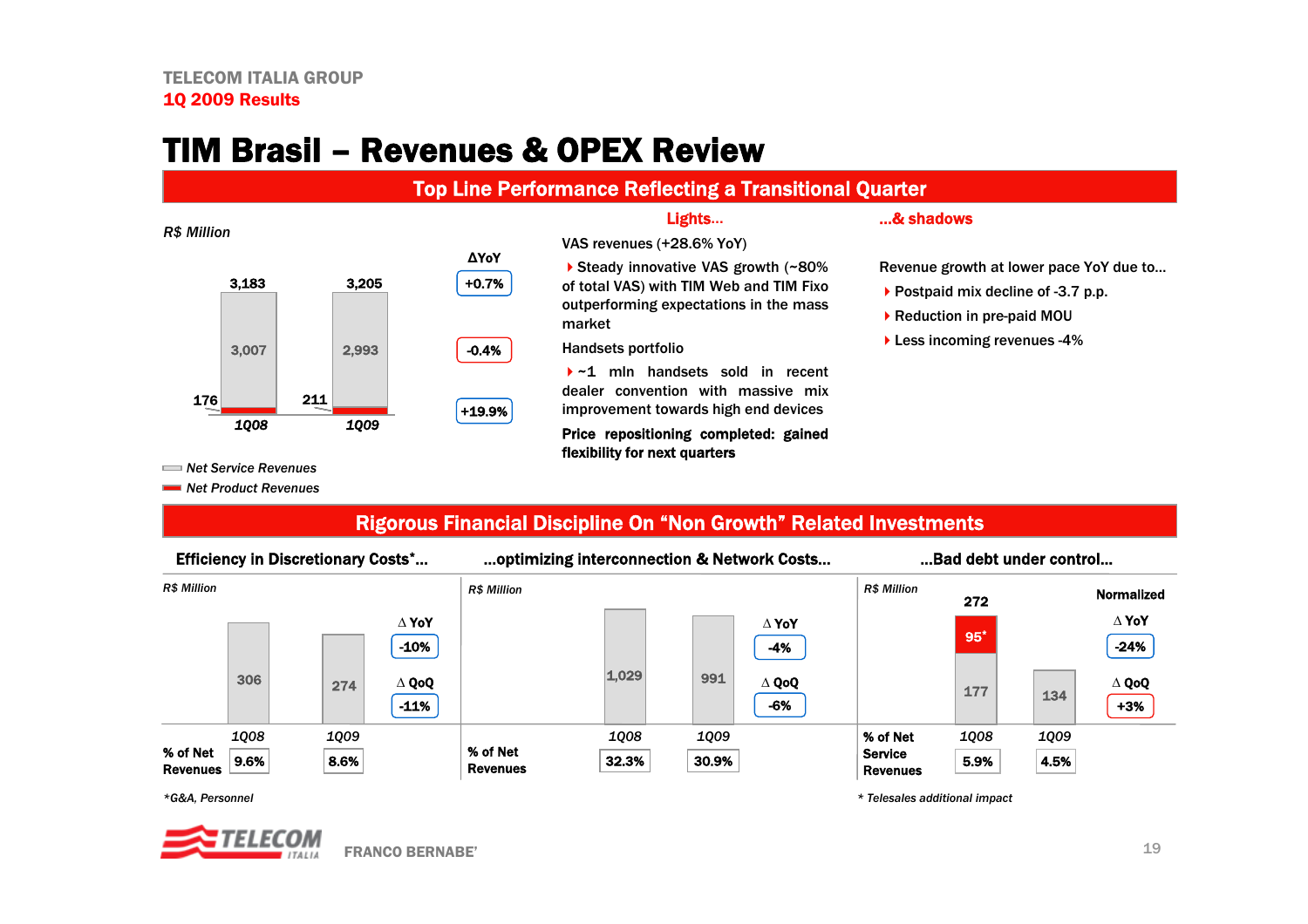# TIM Brasil – Revenues & OPEX Review

## Top Line Performance Reflecting a Transitional Quarter

*R$ Million*

| | 1Q08 | 1Q09 | ΔYoY |
|---|---|---|---|
| Total | 3,183 | 3,205 | +0.7% |
| Net Service Revenues | 3,007 | 2,993 | -0.4% |
| Net Product Revenues | 176 | 211 | +19.9% |

**Lights...**

VAS revenues (+28.6% YoY)

- Steady innovative VAS growth (~80% of total VAS) with TIM Web and TIM Fixo outperforming expectations in the mass market

Handsets portfolio

- ~1 mln handsets sold in recent dealer convention with massive mix improvement towards high end devices

**Price repositioning completed: gained flexibility for next quarters**

**...& shadows**

Revenue growth at lower pace YoY due to...

- Postpaid mix decline of -3.7 p.p.
- Reduction in pre-paid MOU
- Less incoming revenues -4%

## Rigorous Financial Discipline On "Non Growth" Related Investments

**Efficiency in Discretionary Costs*...**

*R$ Million*

| | 1Q08 | 1Q09 | Δ YoY | Δ QoQ |
|---|---|---|---|---|
| Discretionary Costs | 306 | 274 | -10% | -11% |
| % of Net Revenues | 9.6% | 8.6% | | |

*G&A, Personnel

**...optimizing interconnection & Network Costs...**

*R$ Million*

| | 1Q08 | 1Q09 | Δ YoY | Δ QoQ |
|---|---|---|---|---|
| Interconnection & Network Costs | 1,029 | 991 | -4% | -6% |
| % of Net Revenues | 32.3% | 30.9% | | |

**...Bad debt under control...**

*R$ Million*

| | 1Q08 | 1Q09 | Normalized Δ YoY | Normalized Δ QoQ |
|---|---|---|---|---|
| Bad debt | 272 (177 + 95*) | 134 | -24% | +3% |
| % of Net Service Revenues | 5.9% | 4.5% | | |

* Telesales additional impact

FRANCO BERNABE'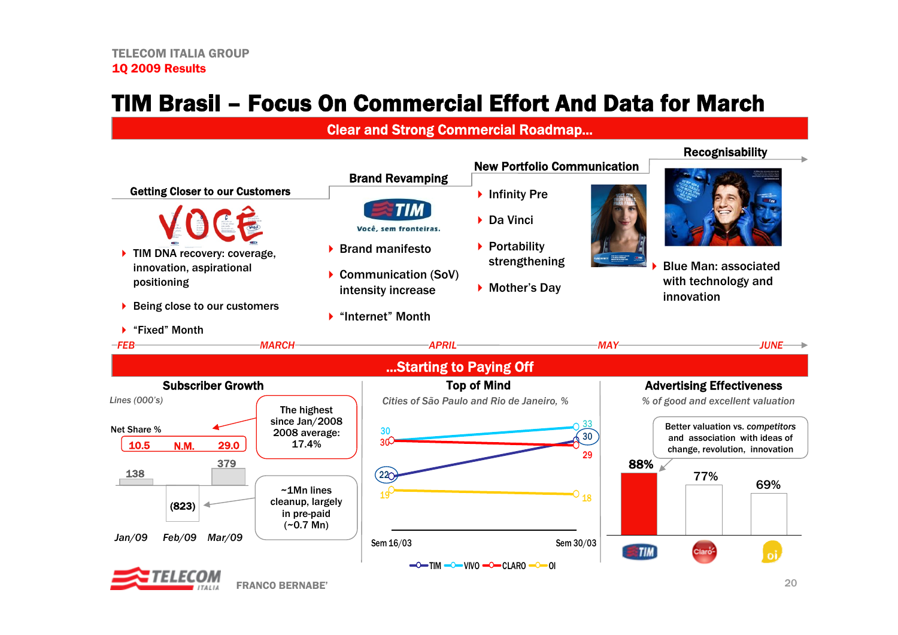# TIM Brasil – Focus On Commercial Effort And Data for March

## Clear and Strong Commercial Roadmap...

### Getting Closer to our Customers

VOCÊ

- TIM DNA recovery: coverage, innovation, aspirational positioning
- Being close to our customers
- "Fixed" Month

### Brand Revamping

TIM — Você, sem fronteiras.

- Brand manifesto
- Communication (SoV) intensity increase
- "Internet" Month

### New Portfolio Communication

- Infinity Pre
- Da Vinci
- Portability strengthening
- Mother's Day

### Recognisability

- Blue Man: associated with technology and innovation

FEB — MARCH — APRIL — MAY — JUNE

## ...Starting to Paying Off

### Subscriber Growth

*Lines (000's)*

| | Jan/09 | Feb/09 | Mar/09 |
|---|---|---|---|
| Net Share % | 10.5 | N.M. | 29.0 |
| Lines (000's) | 138 | (823) | 379 |

The highest since Jan/2008. 2008 average: 17.4%

~1Mn lines cleanup, largely in pre-paid (~0.7 Mn)

### Top of Mind

*Cities of São Paulo and Rio de Janeiro, %*

| | Sem 16/03 | Sem 30/03 |
|---|---|---|
| TIM | 22 | 30 |
| VIVO | 30 | 33 |
| CLARO | 30 | 29 |
| OI | 19 | 18 |

### Advertising Effectiveness

*% of good and excellent valuation*

| TIM | Claro | Oi |
|---|---|---|
| 88% | 77% | 69% |

Better valuation vs. *competitors* and association with ideas of change, revolution, innovation

FRANCO BERNABE'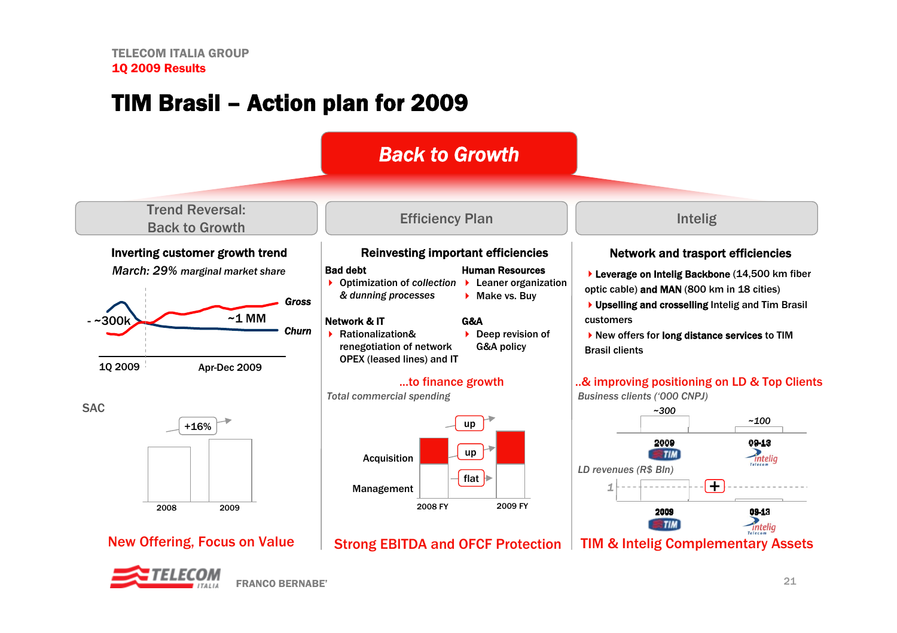# TIM Brasil – Action plan for 2009

## Back to Growth

### Trend Reversal: Back to Growth

**Inverting customer growth trend**

*March: 29% marginal market share*

- ~300k | ~1 MM | Gross | Churn

1Q 2009 | Apr-Dec 2009

SAC

+16%

2008 | 2009

**New Offering, Focus on Value**

### Efficiency Plan

**Reinvesting important efficiencies**

**Bad debt**
- *Optimization of collection & dunning processes*

**Human Resources**
- Leaner organization
- Make vs. Buy

**Network & IT**
- Rationalization& renegotiation of network OPEX (leased lines) and IT

**G&A**
- Deep revision of G&A policy

**...to finance growth**

*Total commercial spending*

Acquisition | Management

up | up | flat

2008 FY | 2009 FY

**Strong EBITDA and OFCF Protection**

### Intelig

**Network and trasport efficiencies**

- **Leverage on Intelig Backbone** (14,500 km fiber optic cable) **and MAN** (800 km in 18 cities)
- **Upselling and crosselling** Intelig and Tim Brasil customers
- New offers for **long distance services** to TIM Brasil clients

**..& improving positioning on LD & Top Clients**

*Business clients ('000 CNPJ)*

~300 | ~100

2009 TIM | 08-13 Intelig

*LD revenues (R$ Bln)*

1 | +

2009 TIM | 08-13 Intelig

**TIM & Intelig Complementary Assets**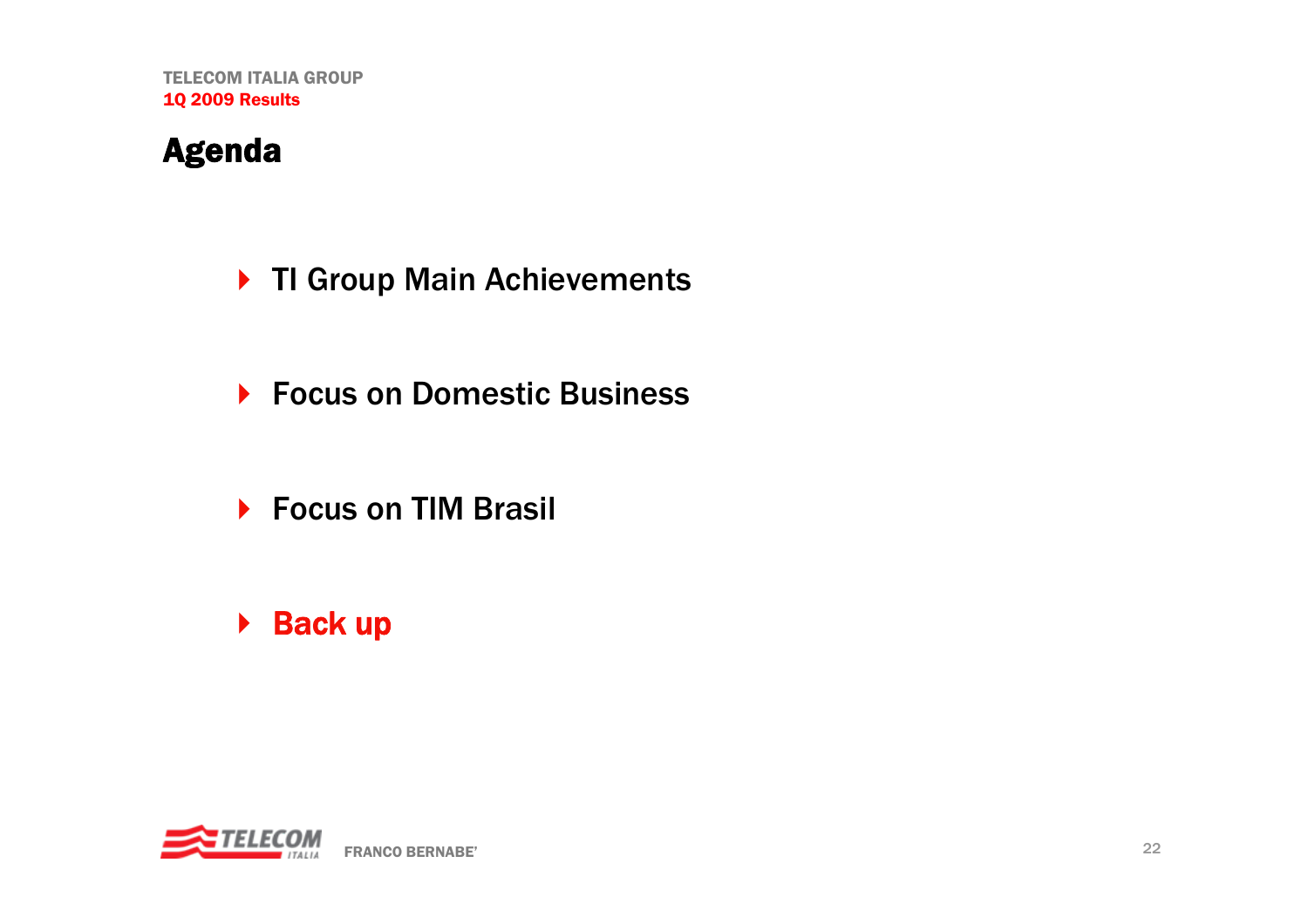# Agenda

- TI Group Main Achievements
- Focus on Domestic Business
- Focus on TIM Brasil
- **Back up**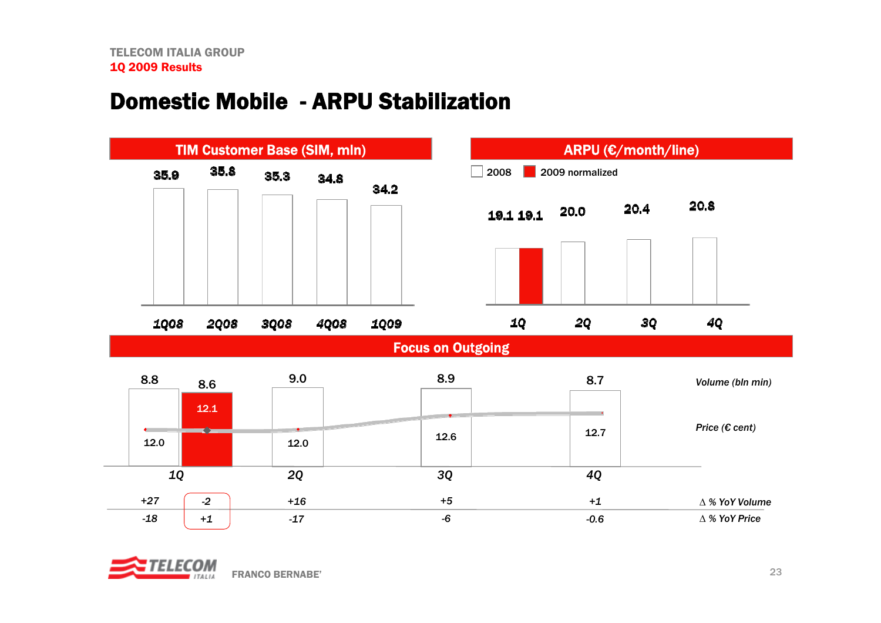# Domestic Mobile - ARPU Stabilization

## TIM Customer Base (SIM, mln)

35.9
35.8
35.3
34.8
34.2

1Q08
2Q08
3Q08
4Q08
1Q09

## ARPU (€/month/line)

2008
2009 normalized

19.1 19.1
20.0
20.4
20.8

1Q
2Q
3Q
4Q

## Focus on Outgoing

8.8
8.6
9.0
8.9
8.7

12.1

12.0
12.0
12.6
12.7

1Q
2Q
3Q
4Q

*Volume (bln min)*
*Price (€ cent)*

+27
-2
+16
+5
+1
*Δ % YoY Volume*

-18
+1
-17
-6
-0.6
*Δ % YoY Price*

FRANCO BERNABE'